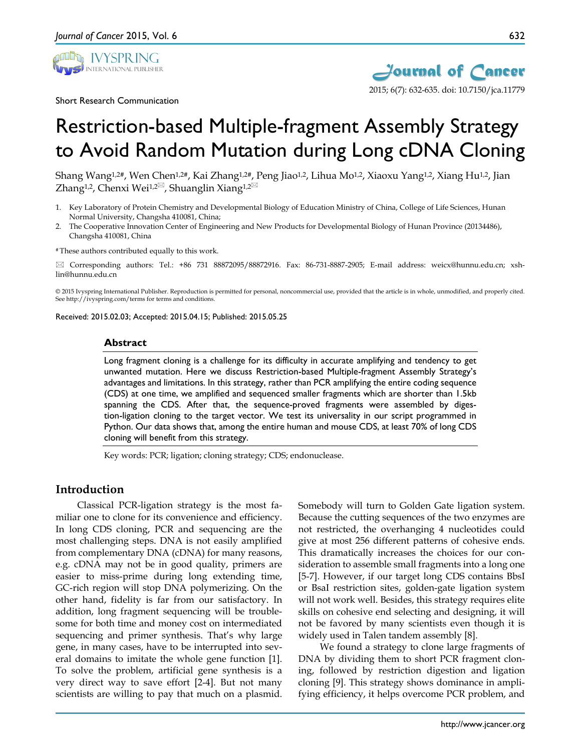Short Research Communication

# Restriction-based Multiple-fragment Assembly Strategy to Avoid Random Mutation during Long cDNA Cloning

Shang Wang[1,2#], Wen Chen[1,2#], Kai Zhang[1,2#], Peng Jiao[1,2], Lihua Mo[1,2], Xiaoxu Yang[1,2], Xiang Hu[1,2], Jian Zhang[1,2], Chenxi Wei[1,2✉], Shuanglin Xiang[1,2✉]

1. Key Laboratory of Protein Chemistry and Developmental Biology of Education Ministry of China, College of Life Sciences, Hunan Normal University, Changsha 410081, China;
2. The Cooperative Innovation Center of Engineering and New Products for Developmental Biology of Hunan Province (20134486), Changsha 410081, China

[#] These authors contributed equally to this work.

✉ Corresponding authors: Tel.: +86 731 88872095/88872916. Fax: 86-731-8887-2905; E-mail address: weicx@hunnu.edu.cn; xshlin@hunnu.edu.cn

© 2015 Ivyspring International Publisher. Reproduction is permitted for personal, noncommercial use, provided that the article is in whole, unmodified, and properly cited. See http://ivyspring.com/terms for terms and conditions.

Received: 2015.02.03; Accepted: 2015.04.15; Published: 2015.05.25

## Abstract

Long fragment cloning is a challenge for its difficulty in accurate amplifying and tendency to get unwanted mutation. Here we discuss Restriction-based Multiple-fragment Assembly Strategy's advantages and limitations. In this strategy, rather than PCR amplifying the entire coding sequence (CDS) at one time, we amplified and sequenced smaller fragments which are shorter than 1.5kb spanning the CDS. After that, the sequence-proved fragments were assembled by digestion-ligation cloning to the target vector. We test its universality in our script programmed in Python. Our data shows that, among the entire human and mouse CDS, at least 70% of long CDS cloning will benefit from this strategy.

Key words: PCR; ligation; cloning strategy; CDS; endonuclease.

## Introduction

Classical PCR-ligation strategy is the most familiar one to clone for its convenience and efficiency. In long CDS cloning, PCR and sequencing are the most challenging steps. DNA is not easily amplified from complementary DNA (cDNA) for many reasons, e.g. cDNA may not be in good quality, primers are easier to miss-prime during long extending time, GC-rich region will stop DNA polymerizing. On the other hand, fidelity is far from our satisfactory. In addition, long fragment sequencing will be troublesome for both time and money cost on intermediated sequencing and primer synthesis. That's why large gene, in many cases, have to be interrupted into several domains to imitate the whole gene function [1]. To solve the problem, artificial gene synthesis is a very direct way to save effort [2-4]. But not many scientists are willing to pay that much on a plasmid. Somebody will turn to Golden Gate ligation system. Because the cutting sequences of the two enzymes are not restricted, the overhanging 4 nucleotides could give at most 256 different patterns of cohesive ends. This dramatically increases the choices for our consideration to assemble small fragments into a long one [5-7]. However, if our target long CDS contains BbsI or BsaI restriction sites, golden-gate ligation system will not work well. Besides, this strategy requires elite skills on cohesive end selecting and designing, it will not be favored by many scientists even though it is widely used in Talen tandem assembly [8].

We found a strategy to clone large fragments of DNA by dividing them to short PCR fragment cloning, followed by restriction digestion and ligation cloning [9]. This strategy shows dominance in amplifying efficiency, it helps overcome PCR problem, and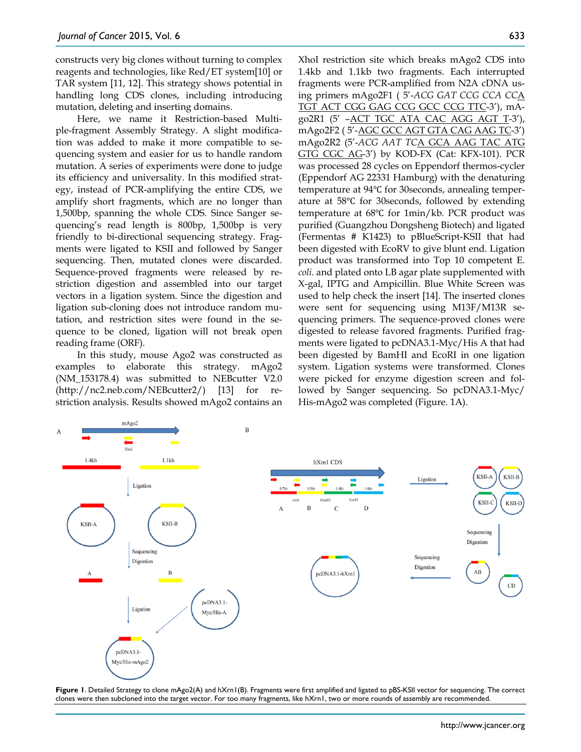constructs very big clones without turning to complex reagents and technologies, like Red/ET system[10] or TAR system [11, 12]. This strategy shows potential in handling long CDS clones, including introducing mutation, deleting and inserting domains.

Here, we name it Restriction-based Multiple-fragment Assembly Strategy. A slight modification was added to make it more compatible to sequencing system and easier for us to handle random mutation. A series of experiments were done to judge its efficiency and universality. In this modified strategy, instead of PCR-amplifying the entire CDS, we amplify short fragments, which are no longer than 1,500bp, spanning the whole CDS. Since Sanger sequencing's read length is 800bp, 1,500bp is very friendly to bi-directional sequencing strategy. Fragments were ligated to KSII and followed by Sanger sequencing. Then, mutated clones were discarded. Sequence-proved fragments were released by restriction digestion and assembled into our target vectors in a ligation system. Since the digestion and ligation sub-cloning does not introduce random mutation, and restriction sites were found in the sequence to be cloned, ligation will not break open reading frame (ORF).

In this study, mouse Ago2 was constructed as examples to elaborate this strategy. mAgo2 (NM_153178.4) was submitted to NEBcutter V2.0 (http://nc2.neb.com/NEBcutter2/) [13] for restriction analysis. Results showed mAgo2 contains an XhoI restriction site which breaks mAgo2 CDS into 1.4kb and 1.1kb two fragments. Each interrupted fragments were PCR-amplified from N2A cDNA using primers mAgo2F1 ( 5'-*ACG GAT CCG CCA CC*A TGT ACT CGG GAG CCG GCC CCG TTC-3'), mAgo2R1 (5' –ACT TGC ATA CAC AGG AGT T-3'), mAgo2F2 ( 5'-AGC GCC AGT GTA CAG AAG TC-3') mAgo2R2 (5'-*ACG AAT TC*A GCA AAG TAC ATG GTG CGC AG-3') by KOD-FX (Cat: KFX-101). PCR was processed 28 cycles on Eppendorf thermos-cycler (Eppendorf AG 22331 Hamburg) with the denaturing temperature at 94℃ for 30seconds, annealing temperature at 58℃ for 30seconds, followed by extending temperature at 68℃ for 1min/kb. PCR product was purified (Guangzhou Dongsheng Biotech) and ligated (Fermentas # K1423) to pBlueScript-KSII that had been digested with EcoRV to give blunt end. Ligation product was transformed into Top 10 competent *E. coli.* and plated onto LB agar plate supplemented with X-gal, IPTG and Ampicillin. Blue White Screen was used to help check the insert [14]. The inserted clones were sent for sequencing using M13F/M13R sequencing primers. The sequence-proved clones were digested to release favored fragments. Purified fragments were ligated to pcDNA3.1-Myc/His A that had been digested by BamHI and EcoRI in one ligation system. Ligation systems were transformed. Clones were picked for enzyme digestion screen and followed by Sanger sequencing. So pcDNA3.1-Myc/His-mAgo2 was completed (Figure. 1A).

**Figure 1**. Detailed Strategy to clone mAgo2(A) and hXrn1(B). Fragments were first amplified and ligated to pBS-KSII vector for sequencing. The correct clones were then subcloned into the target vector. For too many fragments, like hXrn1, two or more rounds of assembly are recommended.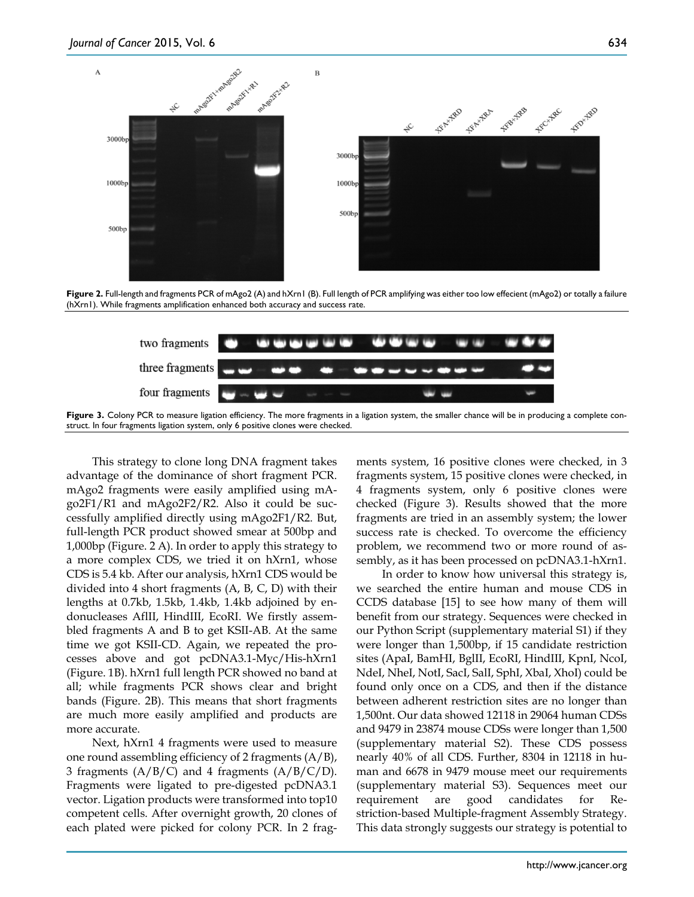**Figure 2.** Full-length and fragments PCR of mAgo2 (A) and hXrn1 (B). Full length of PCR amplifying was either too low effecient (mAgo2) or totally a failure (hXrn1). While fragments amplification enhanced both accuracy and success rate.

**Figure 3.** Colony PCR to measure ligation efficiency. The more fragments in a ligation system, the smaller chance will be in producing a complete construct. In four fragments ligation system, only 6 positive clones were checked.

This strategy to clone long DNA fragment takes advantage of the dominance of short fragment PCR. mAgo2 fragments were easily amplified using mAgo2F1/R1 and mAgo2F2/R2. Also it could be successfully amplified directly using mAgo2F1/R2. But, full-length PCR product showed smear at 500bp and 1,000bp (Figure. 2 A). In order to apply this strategy to a more complex CDS, we tried it on hXrn1, whose CDS is 5.4 kb. After our analysis, hXrn1 CDS would be divided into 4 short fragments (A, B, C, D) with their lengths at 0.7kb, 1.5kb, 1.4kb, 1.4kb adjoined by endonucleases AflII, HindIII, EcoRI. We firstly assembled fragments A and B to get KSII-AB. At the same time we got KSII-CD. Again, we repeated the processes above and got pcDNA3.1-Myc/His-hXrn1 (Figure. 1B). hXrn1 full length PCR showed no band at all; while fragments PCR shows clear and bright bands (Figure. 2B). This means that short fragments are much more easily amplified and products are more accurate.

Next, hXrn1 4 fragments were used to measure one round assembling efficiency of 2 fragments (A/B), 3 fragments (A/B/C) and 4 fragments (A/B/C/D). Fragments were ligated to pre-digested pcDNA3.1 vector. Ligation products were transformed into top10 competent cells. After overnight growth, 20 clones of each plated were picked for colony PCR. In 2 fragments system, 16 positive clones were checked, in 3 fragments system, 15 positive clones were checked, in 4 fragments system, only 6 positive clones were checked (Figure 3). Results showed that the more fragments are tried in an assembly system; the lower success rate is checked. To overcome the efficiency problem, we recommend two or more round of assembly, as it has been processed on pcDNA3.1-hXrn1.

In order to know how universal this strategy is, we searched the entire human and mouse CDS in CCDS database [15] to see how many of them will benefit from our strategy. Sequences were checked in our Python Script (supplementary material S1) if they were longer than 1,500bp, if 15 candidate restriction sites (ApaI, BamHI, BglII, EcoRI, HindIII, KpnI, NcoI, NdeI, NheI, NotI, SacI, SalI, SphI, XbaI, XhoI) could be found only once on a CDS, and then if the distance between adherent restriction sites are no longer than 1,500nt. Our data showed 12118 in 29064 human CDSs and 9479 in 23874 mouse CDSs were longer than 1,500 (supplementary material S2). These CDS possess nearly 40% of all CDS. Further, 8304 in 12118 in human and 6678 in 9479 mouse meet our requirements (supplementary material S3). Sequences meet our requirement are good candidates for Restriction-based Multiple-fragment Assembly Strategy. This data strongly suggests our strategy is potential to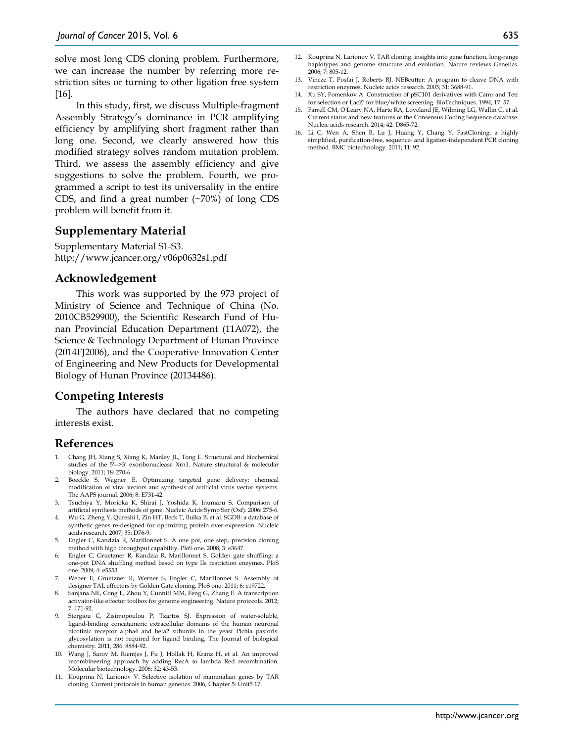solve most long CDS cloning problem. Furthermore, we can increase the number by referring more restriction sites or turning to other ligation free system [16].

In this study, first, we discuss Multiple-fragment Assembly Strategy's dominance in PCR amplifying efficiency by amplifying short fragment rather than long one. Second, we clearly answered how this modified strategy solves random mutation problem. Third, we assess the assembly efficiency and give suggestions to solve the problem. Fourth, we programmed a script to test its universality in the entire CDS, and find a great number (~70%) of long CDS problem will benefit from it.

## Supplementary Material

Supplementary Material S1-S3.
http://www.jcancer.org/v06p0632s1.pdf

## Acknowledgement

This work was supported by the 973 project of Ministry of Science and Technique of China (No. 2010CB529900), the Scientific Research Fund of Hunan Provincial Education Department (11A072), the Science & Technology Department of Hunan Province (2014FJ2006), and the Cooperative Innovation Center of Engineering and New Products for Developmental Biology of Hunan Province (20134486).

## Competing Interests

The authors have declared that no competing interests exist.

## References

1. Chang JH, Xiang S, Xiang K, Manley JL, Tong L. Structural and biochemical studies of the 5'-->3' exoribonuclease Xrn1. Nature structural & molecular biology. 2011; 18: 270-6.
2. Boeckle S, Wagner E. Optimizing targeted gene delivery: chemical modification of viral vectors and synthesis of artificial virus vector systems. The AAPS journal. 2006; 8: E731-42.
3. Tsuchiya Y, Morioka K, Shirai J, Yoshida K, Inumaru S. Comparison of artificial synthesis methods of gene. Nucleic Acids Symp Ser (Oxf). 2006: 275-6.
4. Wu G, Zheng Y, Qureshi I, Zin HT, Beck T, Bulka B, et al. SGDB: a database of synthetic genes re-designed for optimizing protein over-expression. Nucleic acids research. 2007; 35: D76-9.
5. Engler C, Kandzia R, Marillonnet S. A one pot, one step, precision cloning method with high throughput capability. PloS one. 2008; 3: e3647.
6. Engler C, Gruetzner R, Kandzia R, Marillonnet S. Golden gate shuffling: a one-pot DNA shuffling method based on type IIs restriction enzymes. PloS one. 2009; 4: e5553.
7. Weber E, Gruetzner R, Werner S, Engler C, Marillonnet S. Assembly of designer TAL effectors by Golden Gate cloning. PloS one. 2011; 6: e19722.
8. Sanjana NE, Cong L, Zhou Y, Cunniff MM, Feng G, Zhang F. A transcription activator-like effector toolbox for genome engineering. Nature protocols. 2012; 7: 171-92.
9. Stergiou C, Zisimopoulou P, Tzartos SJ. Expression of water-soluble, ligand-binding concatameric extracellular domains of the human neuronal nicotinic receptor alpha4 and beta2 subunits in the yeast Pichia pastoris: glycosylation is not required for ligand binding. The Journal of biological chemistry. 2011; 286: 8884-92.
10. Wang J, Sarov M, Rientjes J, Fu J, Hollak H, Kranz H, et al. An improved recombineering approach by adding RecA to lambda Red recombination. Molecular biotechnology. 2006; 32: 43-53.
11. Kouprina N, Larionov V. Selective isolation of mammalian genes by TAR cloning. Current protocols in human genetics. 2006; Chapter 5: Unit5 17.
12. Kouprina N, Larionov V. TAR cloning: insights into gene function, long-range haplotypes and genome structure and evolution. Nature reviews Genetics. 2006; 7: 805-12.
13. Vincze T, Posfai J, Roberts RJ. NEBcutter: A program to cleave DNA with restriction enzymes. Nucleic acids research. 2003; 31: 3688-91.
14. Xu SY, Fomenkov A. Construction of pSC101 derivatives with Camr and Tetr for selection or LacZ' for blue/white screening. BioTechniques. 1994; 17: 57.
15. Farrell CM, O'Leary NA, Harte RA, Loveland JE, Wilming LG, Wallin C, et al. Current status and new features of the Consensus Coding Sequence database. Nucleic acids research. 2014; 42: D865-72.
16. Li C, Wen A, Shen B, Lu J, Huang Y, Chang Y. FastCloning: a highly simplified, purification-free, sequence- and ligation-independent PCR cloning method. BMC biotechnology. 2011; 11: 92.